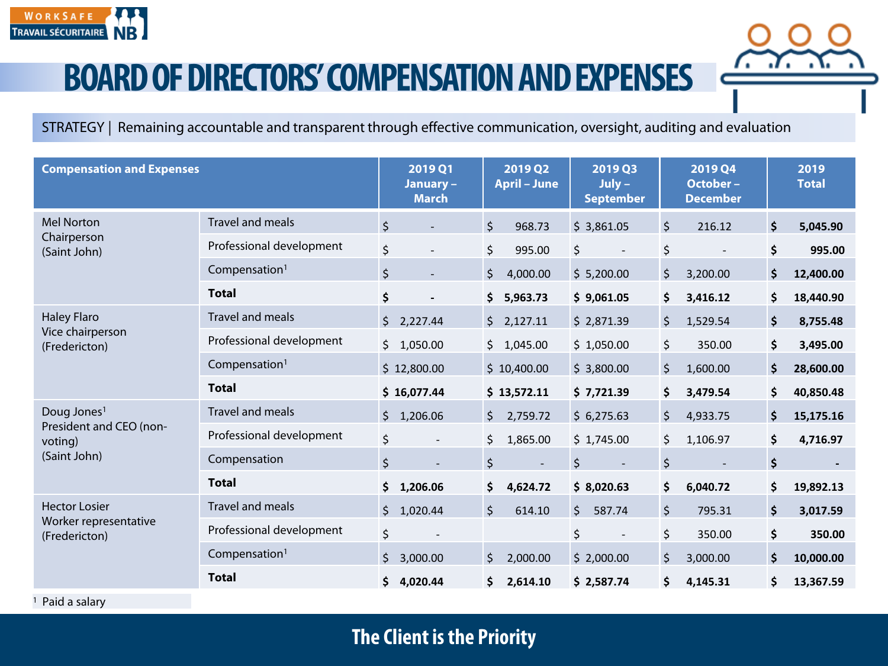# BOARD OF DIRECTORS' COMPENSATION AND EXPENSES

STRATEGY | Remaining accountable and transparent through effective communication, oversight, auditing and evaluation

| Compensation and Expenses | | 2019 Q1 January – March | 2019 Q2 April – June | 2019 Q3 July – September | 2019 Q4 October – December | 2019 Total |
|---|---|---|---|---|---|---|
| Mel Norton Chairperson (Saint John) | Travel and meals | $ - | $ 968.73 | $ 3,861.05 | $ 216.12 | **$ 5,045.90** |
| | Professional development | $ - | $ 995.00 | $ - | $ - | **$ 995.00** |
| | Compensation[1] | $ - | $ 4,000.00 | $ 5,200.00 | $ 3,200.00 | **$ 12,400.00** |
| | **Total** | **$ -** | **$ 5,963.73** | **$ 9,061.05** | **$ 3,416.12** | **$ 18,440.90** |
| Haley Flaro Vice chairperson (Fredericton) | Travel and meals | $ 2,227.44 | $ 2,127.11 | $ 2,871.39 | $ 1,529.54 | **$ 8,755.48** |
| | Professional development | $ 1,050.00 | $ 1,045.00 | $ 1,050.00 | $ 350.00 | **$ 3,495.00** |
| | Compensation[1] | $ 12,800.00 | $ 10,400.00 | $ 3,800.00 | $ 1,600.00 | **$ 28,600.00** |
| | **Total** | **$ 16,077.44** | **$ 13,572.11** | **$ 7,721.39** | **$ 3,479.54** | **$ 40,850.48** |
| Doug Jones[1] President and CEO (non-voting) (Saint John) | Travel and meals | $ 1,206.06 | $ 2,759.72 | $ 6,275.63 | $ 4,933.75 | **$ 15,175.16** |
| | Professional development | $ - | $ 1,865.00 | $ 1,745.00 | $ 1,106.97 | **$ 4,716.97** |
| | Compensation | $ - | $ - | $ - | $ - | **$ -** |
| | **Total** | **$ 1,206.06** | **$ 4,624.72** | **$ 8,020.63** | **$ 6,040.72** | **$ 19,892.13** |
| Hector Losier Worker representative (Fredericton) | Travel and meals | $ 1,020.44 | $ 614.10 | $ 587.74 | $ 795.31 | **$ 3,017.59** |
| | Professional development | $ - | | $ - | $ 350.00 | **$ 350.00** |
| | Compensation[1] | $ 3,000.00 | $ 2,000.00 | $ 2,000.00 | $ 3,000.00 | **$ 10,000.00** |
| | **Total** | **$ 4,020.44** | **$ 2,614.10** | **$ 2,587.74** | **$ 4,145.31** | **$ 13,367.59** |

[1] Paid a salary

**The Client is the Priority**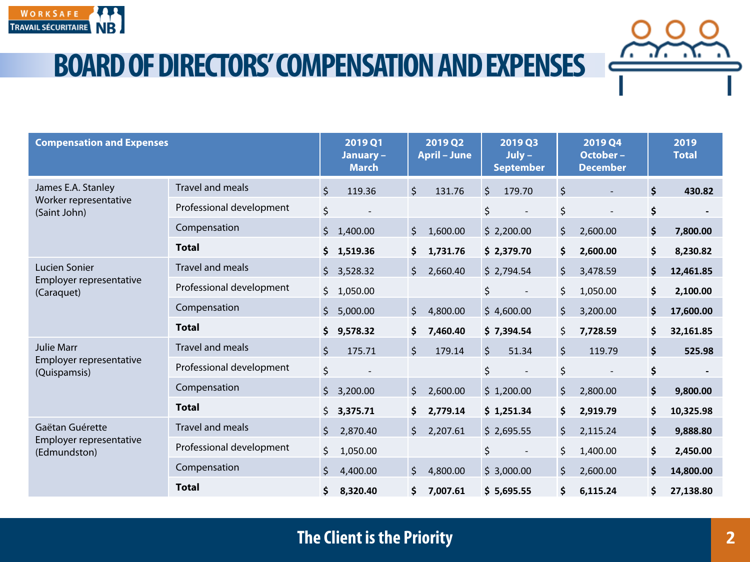# BOARD OF DIRECTORS' COMPENSATION AND EXPENSES

| Compensation and Expenses | | 2019 Q1 January – March | 2019 Q2 April – June | 2019 Q3 July – September | 2019 Q4 October – December | 2019 Total |
|---|---|---|---|---|---|---|
| James E.A. Stanley Worker representative (Saint John) | Travel and meals | $ 119.36 | $ 131.76 | $ 179.70 | $ - | **$ 430.82** |
| | Professional development | $ - | | $ - | $ - | **$ -** |
| | Compensation | $ 1,400.00 | $ 1,600.00 | $ 2,200.00 | $ 2,600.00 | **$ 7,800.00** |
| | **Total** | **$ 1,519.36** | **$ 1,731.76** | **$ 2,379.70** | **$ 2,600.00** | **$ 8,230.82** |
| Lucien Sonier Employer representative (Caraquet) | Travel and meals | $ 3,528.32 | $ 2,660.40 | $ 2,794.54 | $ 3,478.59 | **$ 12,461.85** |
| | Professional development | $ 1,050.00 | | $ - | $ 1,050.00 | **$ 2,100.00** |
| | Compensation | $ 5,000.00 | $ 4,800.00 | $ 4,600.00 | $ 3,200.00 | **$ 17,600.00** |
| | **Total** | **$ 9,578.32** | **$ 7,460.40** | **$ 7,394.54** | $ **7,728.59** | **$ 32,161.85** |
| Julie Marr Employer representative (Quispamsis) | Travel and meals | $ 175.71 | $ 179.14 | $ 51.34 | $ 119.79 | **$ 525.98** |
| | Professional development | $ - | | $ - | $ - | **$ -** |
| | Compensation | $ 3,200.00 | $ 2,600.00 | $ 1,200.00 | $ 2,800.00 | **$ 9,800.00** |
| | **Total** | $ **3,375.71** | **$ 2,779.14** | **$ 1,251.34** | **$ 2,919.79** | **$ 10,325.98** |
| Gaëtan Guérette Employer representative (Edmundston) | Travel and meals | $ 2,870.40 | $ 2,207.61 | $ 2,695.55 | $ 2,115.24 | **$ 9,888.80** |
| | Professional development | $ 1,050.00 | | $ - | $ 1,400.00 | **$ 2,450.00** |
| | Compensation | $ 4,400.00 | $ 4,800.00 | $ 3,000.00 | $ 2,600.00 | **$ 14,800.00** |
| | **Total** | **$ 8,320.40** | **$ 7,007.61** | **$ 5,695.55** | **$ 6,115.24** | **$ 27,138.80** |

**The Client is the Priority**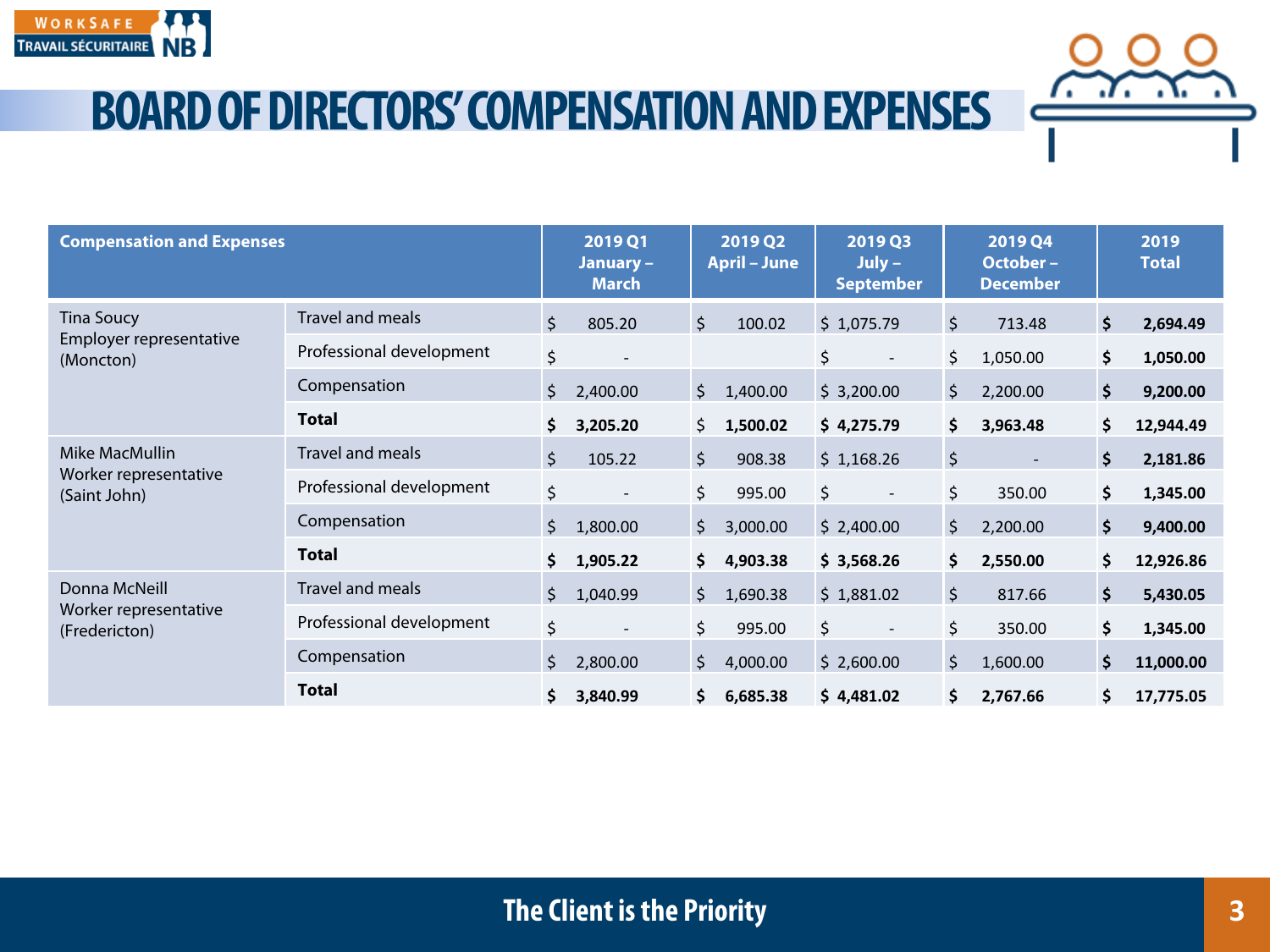# BOARD OF DIRECTORS' COMPENSATION AND EXPENSES

| Compensation and Expenses | | 2019 Q1 January – March | 2019 Q2 April – June | 2019 Q3 July – September | 2019 Q4 October – December | 2019 Total |
|---|---|---|---|---|---|---|
| Tina Soucy Employer representative (Moncton) | Travel and meals | $ 805.20 | $ 100.02 | $ 1,075.79 | $ 713.48 | **$ 2,694.49** |
| | Professional development | $ - | | $ - | $ 1,050.00 | **$ 1,050.00** |
| | Compensation | $ 2,400.00 | $ 1,400.00 | $ 3,200.00 | $ 2,200.00 | **$ 9,200.00** |
| | **Total** | **$ 3,205.20** | $ **1,500.02** | **$ 4,275.79** | **$ 3,963.48** | **$ 12,944.49** |
| Mike MacMullin Worker representative (Saint John) | Travel and meals | $ 105.22 | $ 908.38 | $ 1,168.26 | $ - | **$ 2,181.86** |
| | Professional development | $ - | $ 995.00 | $ - | $ 350.00 | **$ 1,345.00** |
| | Compensation | $ 1,800.00 | $ 3,000.00 | $ 2,400.00 | $ 2,200.00 | **$ 9,400.00** |
| | **Total** | **$ 1,905.22** | **$ 4,903.38** | **$ 3,568.26** | **$ 2,550.00** | $ **12,926.86** |
| Donna McNeill Worker representative (Fredericton) | Travel and meals | $ 1,040.99 | $ 1,690.38 | $ 1,881.02 | $ 817.66 | **$ 5,430.05** |
| | Professional development | $ - | $ 995.00 | $ - | $ 350.00 | **$ 1,345.00** |
| | Compensation | $ 2,800.00 | $ 4,000.00 | $ 2,600.00 | $ 1,600.00 | **$ 11,000.00** |
| | **Total** | **$ 3,840.99** | **$ 6,685.38** | **$ 4,481.02** | **$ 2,767.66** | $ **17,775.05** |

The Client is the Priority